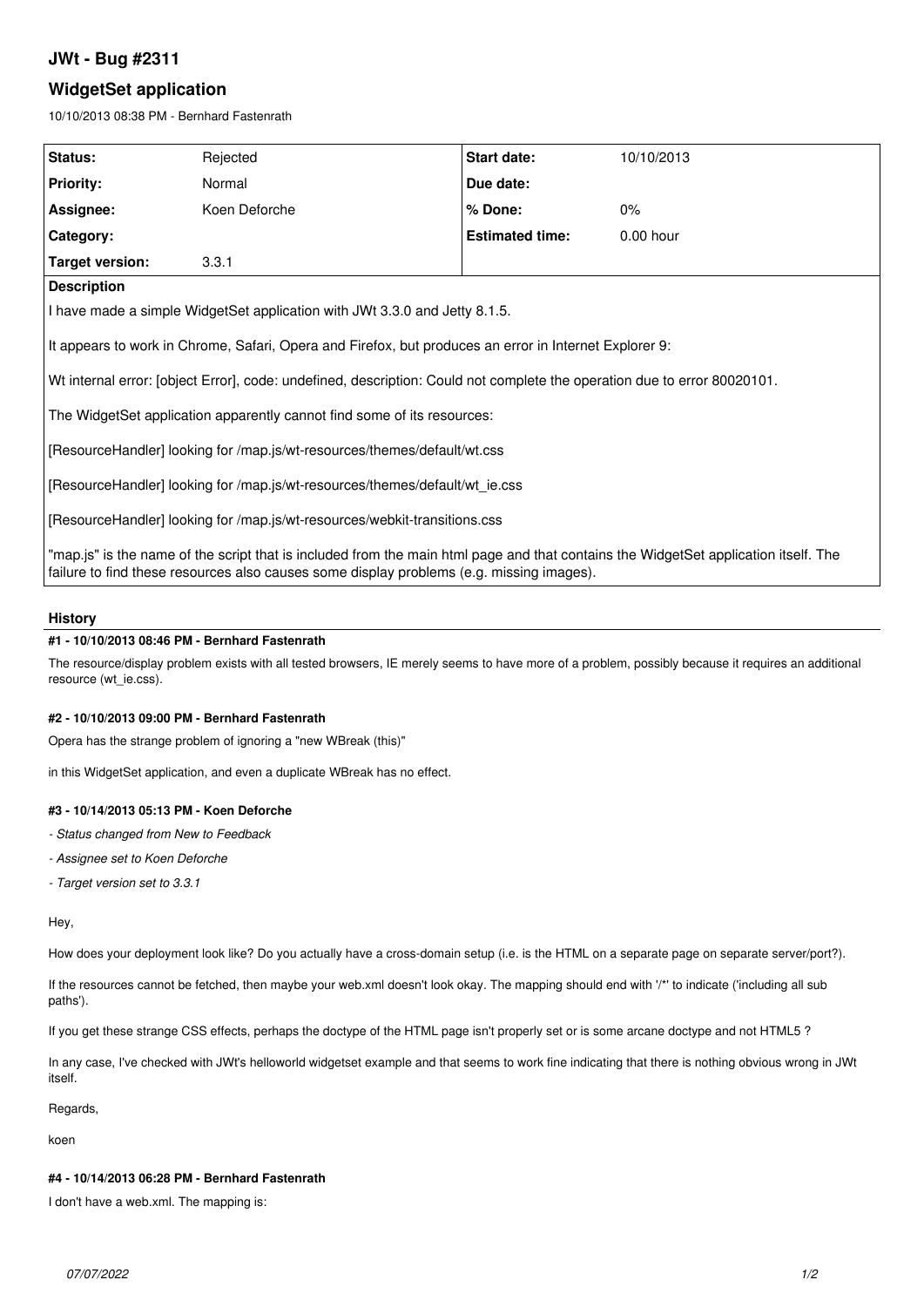# JWt - Bug #2311

## WidgetSet application

10/10/2013 08:38 PM - Bernhard Fastenrath

| Status: | Rejected | Start date: | 10/10/2013 |
| --- | --- | --- | --- |
| Priority: | Normal | Due date: | |
| Assignee: | Koen Deforche | % Done: | 0% |
| Category: | | Estimated time: | 0.00 hour |
| Target version: | 3.3.1 | | |

**Description**

I have made a simple WidgetSet application with JWt 3.3.0 and Jetty 8.1.5.

It appears to work in Chrome, Safari, Opera and Firefox, but produces an error in Internet Explorer 9:

Wt internal error: [object Error], code: undefined, description: Could not complete the operation due to error 80020101.

The WidgetSet application apparently cannot find some of its resources:

[ResourceHandler] looking for /map.js/wt-resources/themes/default/wt.css

[ResourceHandler] looking for /map.js/wt-resources/themes/default/wt_ie.css

[ResourceHandler] looking for /map.js/wt-resources/webkit-transitions.css

"map.js" is the name of the script that is included from the main html page and that contains the WidgetSet application itself. The failure to find these resources also causes some display problems (e.g. missing images).

### History

#### #1 - 10/10/2013 08:46 PM - Bernhard Fastenrath

The resource/display problem exists with all tested browsers, IE merely seems to have more of a problem, possibly because it requires an additional resource (wt_ie.css).

#### #2 - 10/10/2013 09:00 PM - Bernhard Fastenrath

Opera has the strange problem of ignoring a "new WBreak (this)"

in this WidgetSet application, and even a duplicate WBreak has no effect.

#### #3 - 10/14/2013 05:13 PM - Koen Deforche

- *Status changed from New to Feedback*
- *Assignee set to Koen Deforche*
- *Target version set to 3.3.1*

Hey,

How does your deployment look like? Do you actually have a cross-domain setup (i.e. is the HTML on a separate page on separate server/port?).

If the resources cannot be fetched, then maybe your web.xml doesn't look okay. The mapping should end with '/*' to indicate ('including all sub paths').

If you get these strange CSS effects, perhaps the doctype of the HTML page isn't properly set or is some arcane doctype and not HTML5 ?

In any case, I've checked with JWt's helloworld widgetset example and that seems to work fine indicating that there is nothing obvious wrong in JWt itself.

Regards,

koen

#### #4 - 10/14/2013 06:28 PM - Bernhard Fastenrath

I don't have a web.xml. The mapping is: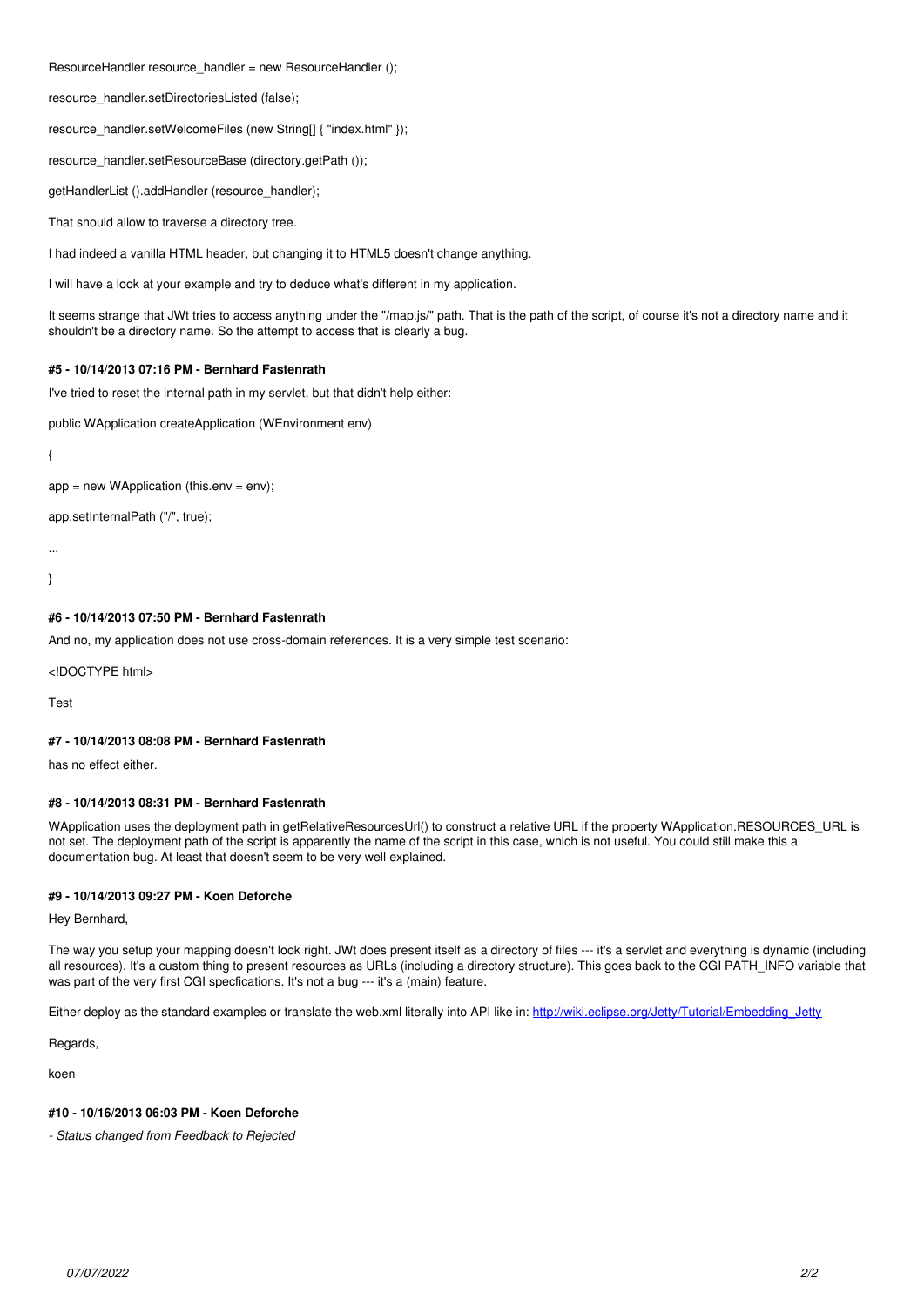ResourceHandler resource_handler = new ResourceHandler ();

resource_handler.setDirectoriesListed (false);

resource_handler.setWelcomeFiles (new String[] { "index.html" });

resource_handler.setResourceBase (directory.getPath ());

getHandlerList ().addHandler (resource_handler);

That should allow to traverse a directory tree.

I had indeed a vanilla HTML header, but changing it to HTML5 doesn't change anything.

I will have a look at your example and try to deduce what's different in my application.

It seems strange that JWt tries to access anything under the "/map.js/" path. That is the path of the script, of course it's not a directory name and it shouldn't be a directory name. So the attempt to access that is clearly a bug.

#### #5 - 10/14/2013 07:16 PM - Bernhard Fastenrath

I've tried to reset the internal path in my servlet, but that didn't help either:

public WApplication createApplication (WEnvironment env)

{

app = new WApplication (this.env = env);

app.setInternalPath ("/", true);

...

}

#### #6 - 10/14/2013 07:50 PM - Bernhard Fastenrath

And no, my application does not use cross-domain references. It is a very simple test scenario:

<!DOCTYPE html>

Test

#### #7 - 10/14/2013 08:08 PM - Bernhard Fastenrath

has no effect either.

#### #8 - 10/14/2013 08:31 PM - Bernhard Fastenrath

WApplication uses the deployment path in getRelativeResourcesUrl() to construct a relative URL if the property WApplication.RESOURCES_URL is not set. The deployment path of the script is apparently the name of the script in this case, which is not useful. You could still make this a documentation bug. At least that doesn't seem to be very well explained.

#### #9 - 10/14/2013 09:27 PM - Koen Deforche

Hey Bernhard,

The way you setup your mapping doesn't look right. JWt does present itself as a directory of files --- it's a servlet and everything is dynamic (including all resources). It's a custom thing to present resources as URLs (including a directory structure). This goes back to the CGI PATH_INFO variable that was part of the very first CGI specfications. It's not a bug --- it's a (main) feature.

Either deploy as the standard examples or translate the web.xml literally into API like in: [http://wiki.eclipse.org/Jetty/Tutorial/Embedding_Jetty](http://wiki.eclipse.org/Jetty/Tutorial/Embedding_Jetty)

Regards,

koen

#### #10 - 10/16/2013 06:03 PM - Koen Deforche

*- Status changed from Feedback to Rejected*